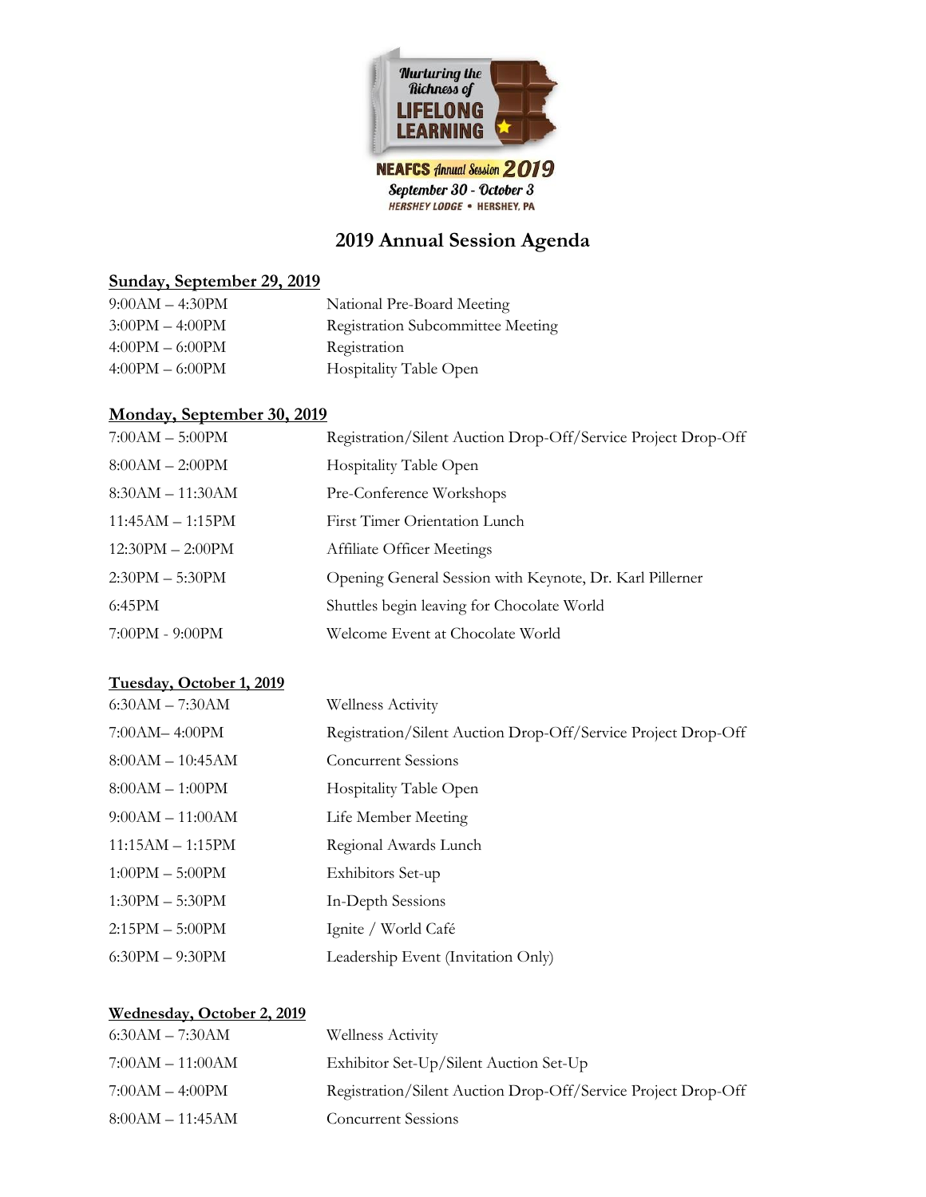Nurturing the Richness of LIFELONG LEARNING

NEAFCS Annual Session 2019

September 30 - October 3

HERSHEY LODGE • HERSHEY, PA

# 2019 Annual Session Agenda

## Sunday, September 29, 2019

| | |
|---|---|
| 9:00AM – 4:30PM | National Pre-Board Meeting |
| 3:00PM – 4:00PM | Registration Subcommittee Meeting |
| 4:00PM – 6:00PM | Registration |
| 4:00PM – 6:00PM | Hospitality Table Open |

## Monday, September 30, 2019

| | |
|---|---|
| 7:00AM – 5:00PM | Registration/Silent Auction Drop-Off/Service Project Drop-Off |
| 8:00AM – 2:00PM | Hospitality Table Open |
| 8:30AM – 11:30AM | Pre-Conference Workshops |
| 11:45AM – 1:15PM | First Timer Orientation Lunch |
| 12:30PM – 2:00PM | Affiliate Officer Meetings |
| 2:30PM – 5:30PM | Opening General Session with Keynote, Dr. Karl Pillerner |
| 6:45PM | Shuttles begin leaving for Chocolate World |
| 7:00PM - 9:00PM | Welcome Event at Chocolate World |

## Tuesday, October 1, 2019

| | |
|---|---|
| 6:30AM – 7:30AM | Wellness Activity |
| 7:00AM– 4:00PM | Registration/Silent Auction Drop-Off/Service Project Drop-Off |
| 8:00AM – 10:45AM | Concurrent Sessions |
| 8:00AM – 1:00PM | Hospitality Table Open |
| 9:00AM – 11:00AM | Life Member Meeting |
| 11:15AM – 1:15PM | Regional Awards Lunch |
| 1:00PM – 5:00PM | Exhibitors Set-up |
| 1:30PM – 5:30PM | In-Depth Sessions |
| 2:15PM – 5:00PM | Ignite / World Café |
| 6:30PM – 9:30PM | Leadership Event (Invitation Only) |

## Wednesday, October 2, 2019

| | |
|---|---|
| 6:30AM – 7:30AM | Wellness Activity |
| 7:00AM – 11:00AM | Exhibitor Set-Up/Silent Auction Set-Up |
| 7:00AM – 4:00PM | Registration/Silent Auction Drop-Off/Service Project Drop-Off |
| 8:00AM – 11:45AM | Concurrent Sessions |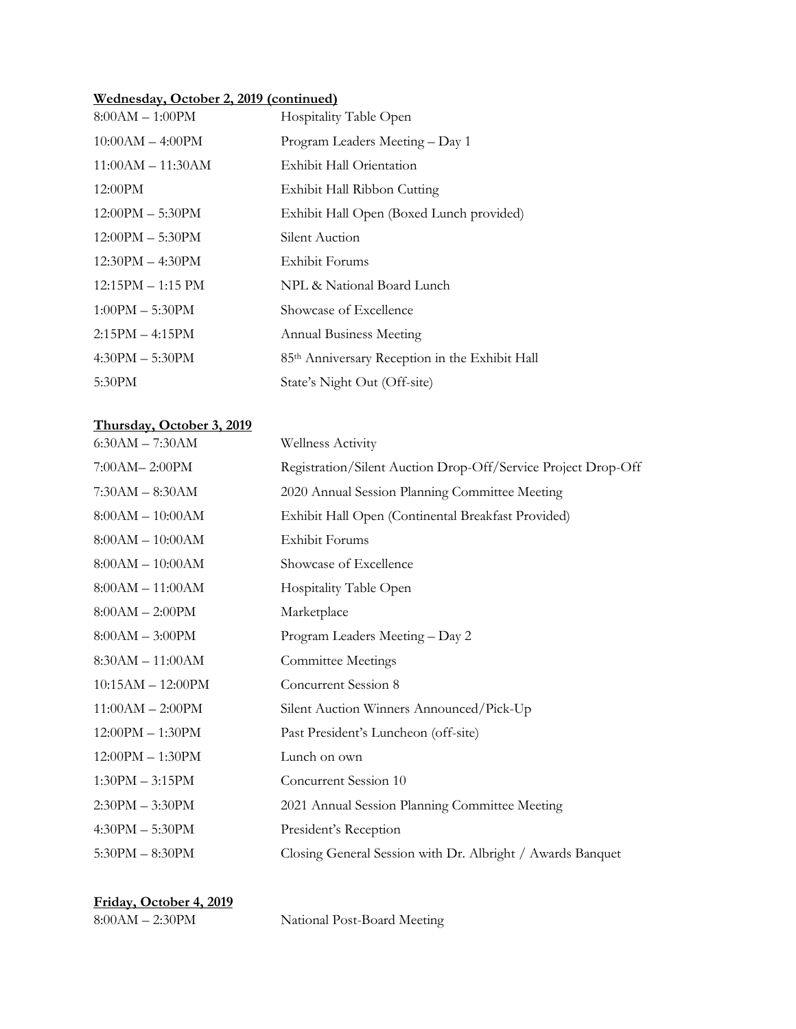**Wednesday, October 2, 2019 (continued)**

| | |
|---|---|
| 8:00AM – 1:00PM | Hospitality Table Open |
| 10:00AM – 4:00PM | Program Leaders Meeting – Day 1 |
| 11:00AM – 11:30AM | Exhibit Hall Orientation |
| 12:00PM | Exhibit Hall Ribbon Cutting |
| 12:00PM – 5:30PM | Exhibit Hall Open (Boxed Lunch provided) |
| 12:00PM – 5:30PM | Silent Auction |
| 12:30PM – 4:30PM | Exhibit Forums |
| 12:15PM – 1:15 PM | NPL & National Board Lunch |
| 1:00PM – 5:30PM | Showcase of Excellence |
| 2:15PM – 4:15PM | Annual Business Meeting |
| 4:30PM – 5:30PM | 85th Anniversary Reception in the Exhibit Hall |
| 5:30PM | State's Night Out (Off-site) |

**Thursday, October 3, 2019**

| | |
|---|---|
| 6:30AM – 7:30AM | Wellness Activity |
| 7:00AM– 2:00PM | Registration/Silent Auction Drop-Off/Service Project Drop-Off |
| 7:30AM – 8:30AM | 2020 Annual Session Planning Committee Meeting |
| 8:00AM – 10:00AM | Exhibit Hall Open (Continental Breakfast Provided) |
| 8:00AM – 10:00AM | Exhibit Forums |
| 8:00AM – 10:00AM | Showcase of Excellence |
| 8:00AM – 11:00AM | Hospitality Table Open |
| 8:00AM – 2:00PM | Marketplace |
| 8:00AM – 3:00PM | Program Leaders Meeting – Day 2 |
| 8:30AM – 11:00AM | Committee Meetings |
| 10:15AM – 12:00PM | Concurrent Session 8 |
| 11:00AM – 2:00PM | Silent Auction Winners Announced/Pick-Up |
| 12:00PM – 1:30PM | Past President's Luncheon (off-site) |
| 12:00PM – 1:30PM | Lunch on own |
| 1:30PM – 3:15PM | Concurrent Session 10 |
| 2:30PM – 3:30PM | 2021 Annual Session Planning Committee Meeting |
| 4:30PM – 5:30PM | President's Reception |
| 5:30PM – 8:30PM | Closing General Session with Dr. Albright / Awards Banquet |

**Friday, October 4, 2019**

| | |
|---|---|
| 8:00AM – 2:30PM | National Post-Board Meeting |